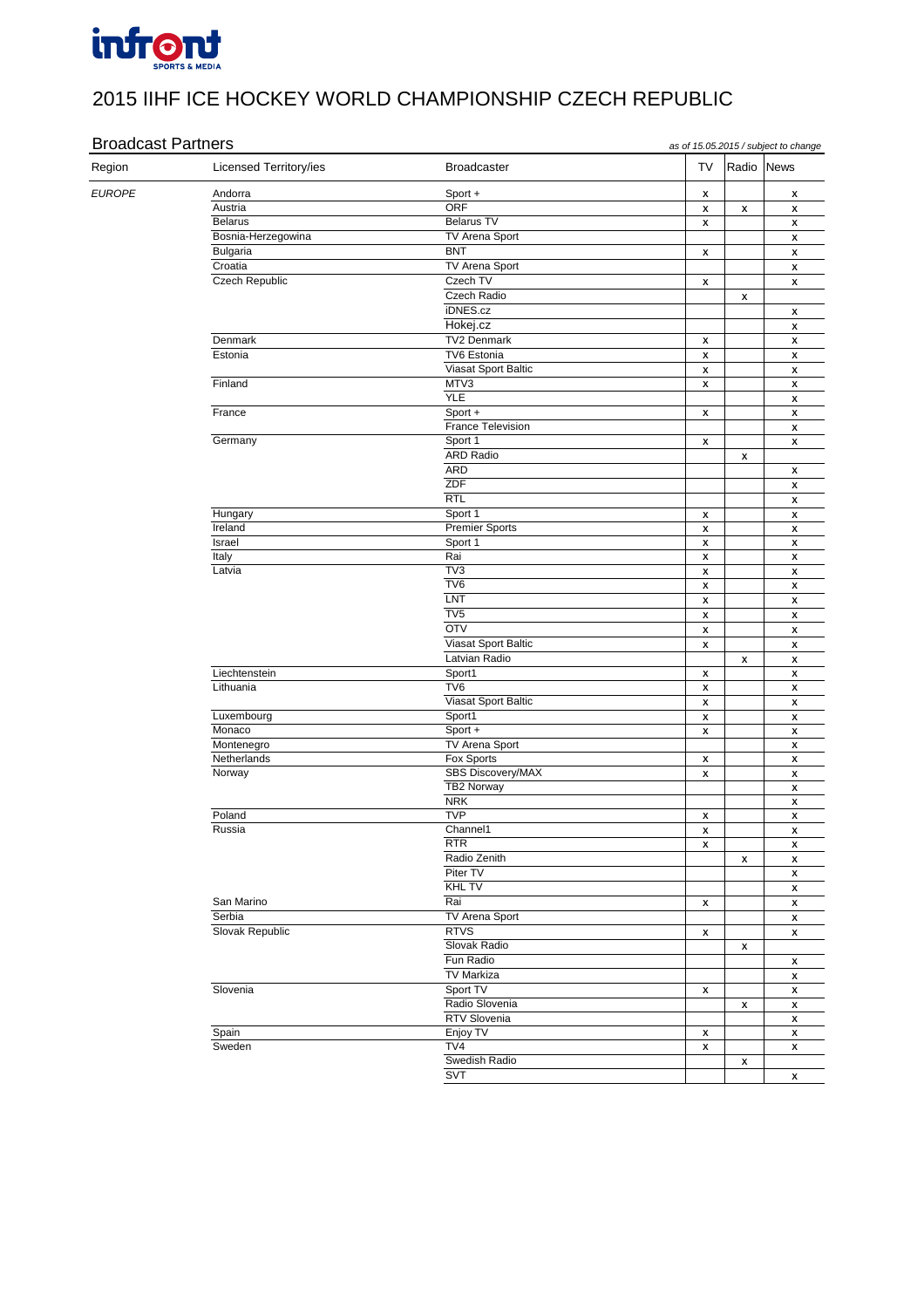# 2015 IIHF ICE HOCKEY WORLD CHAMPIONSHIP CZECH REPUBLIC

## Broadcast Partners

*as of 15.05.2015 / subject to change*

| Region | Licensed Territory/ies | Broadcaster | TV | Radio | News |
|---|---|---|---|---|---|
| *EUROPE* | Andorra | Sport + | x | | x |
| | Austria | ORF | x | x | x |
| | Belarus | Belarus TV | x | | x |
| | Bosnia-Herzegowina | TV Arena Sport | | | x |
| | Bulgaria | BNT | x | | x |
| | Croatia | TV Arena Sport | | | x |
| | Czech Republic | Czech TV | x | | x |
| | | Czech Radio | | x | |
| | | iDNES.cz | | | x |
| | | Hokej.cz | | | x |
| | Denmark | TV2 Denmark | x | | x |
| | Estonia | TV6 Estonia | x | | x |
| | | Viasat Sport Baltic | x | | x |
| | Finland | MTV3 | x | | x |
| | | YLE | | | x |
| | France | Sport + | x | | x |
| | | France Television | | | x |
| | Germany | Sport 1 | x | | x |
| | | ARD Radio | | x | |
| | | ARD | | | x |
| | | ZDF | | | x |
| | | RTL | | | x |
| | Hungary | Sport 1 | x | | x |
| | Ireland | Premier Sports | x | | x |
| | Israel | Sport 1 | x | | x |
| | Italy | Rai | x | | x |
| | Latvia | TV3 | x | | x |
| | | TV6 | x | | x |
| | | LNT | x | | x |
| | | TV5 | x | | x |
| | | OTV | x | | x |
| | | Viasat Sport Baltic | x | | x |
| | | Latvian Radio | | x | x |
| | Liechtenstein | Sport1 | x | | x |
| | Lithuania | TV6 | x | | x |
| | | Viasat Sport Baltic | x | | x |
| | Luxembourg | Sport1 | x | | x |
| | Monaco | Sport + | x | | x |
| | Montenegro | TV Arena Sport | | | x |
| | Netherlands | Fox Sports | x | | x |
| | Norway | SBS Discovery/MAX | x | | x |
| | | TB2 Norway | | | x |
| | | NRK | | | x |
| | Poland | TVP | x | | x |
| | Russia | Channel1 | x | | x |
| | | RTR | x | | x |
| | | Radio Zenith | | x | x |
| | | Piter TV | | | x |
| | | KHL TV | | | x |
| | San Marino | Rai | x | | x |
| | Serbia | TV Arena Sport | | | x |
| | Slovak Republic | RTVS | x | | x |
| | | Slovak Radio | | x | |
| | | Fun Radio | | | x |
| | | TV Markiza | | | x |
| | Slovenia | Sport TV | x | | x |
| | | Radio Slovenia | | x | x |
| | | RTV Slovenia | | | x |
| | Spain | Enjoy TV | x | | x |
| | Sweden | TV4 | x | | x |
| | | Swedish Radio | | x | |
| | | SVT | | | x |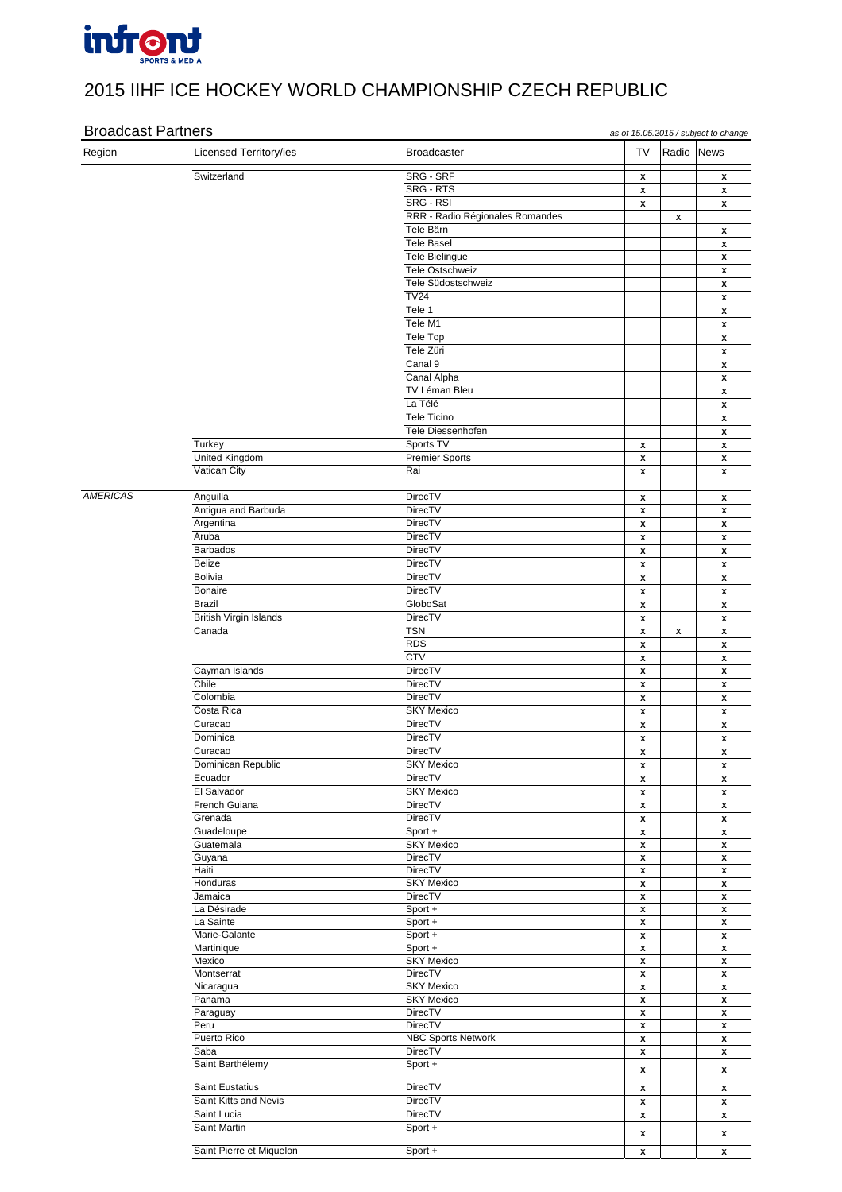# 2015 IIHF ICE HOCKEY WORLD CHAMPIONSHIP CZECH REPUBLIC

## Broadcast Partners

*as of 15.05.2015 / subject to change*

| Region | Licensed Territory/ies | Broadcaster | TV | Radio | News |
|---|---|---|---|---|---|
| | Switzerland | SRG - SRF | x | | x |
| | | SRG - RTS | x | | x |
| | | SRG - RSI | x | | x |
| | | RRR - Radio Régionales Romandes | | x | |
| | | Tele Bärn | | | x |
| | | Tele Basel | | | x |
| | | Tele Bielingue | | | x |
| | | Tele Ostschweiz | | | x |
| | | Tele Südostschweiz | | | x |
| | | TV24 | | | x |
| | | Tele 1 | | | x |
| | | Tele M1 | | | x |
| | | Tele Top | | | x |
| | | Tele Züri | | | x |
| | | Canal 9 | | | x |
| | | Canal Alpha | | | x |
| | | TV Léman Bleu | | | x |
| | | La Télé | | | x |
| | | Tele Ticino | | | x |
| | | Tele Diessenhofen | | | x |
| | Turkey | Sports TV | x | | x |
| | United Kingdom | Premier Sports | x | | x |
| | Vatican City | Rai | x | | x |
| | | | | | |
| *AMERICAS* | Anguilla | DirecTV | x | | x |
| | Antigua and Barbuda | DirecTV | x | | x |
| | Argentina | DirecTV | x | | x |
| | Aruba | DirecTV | x | | x |
| | Barbados | DirecTV | x | | x |
| | Belize | DirecTV | x | | x |
| | Bolivia | DirecTV | x | | x |
| | Bonaire | DirecTV | x | | x |
| | Brazil | GloboSat | x | | x |
| | British Virgin Islands | DirecTV | x | | x |
| | Canada | TSN | x | x | x |
| | | RDS | x | | x |
| | | CTV | x | | x |
| | Cayman Islands | DirecTV | x | | x |
| | Chile | DirecTV | x | | x |
| | Colombia | DirecTV | x | | x |
| | Costa Rica | SKY Mexico | x | | x |
| | Curacao | DirecTV | x | | x |
| | Dominica | DirecTV | x | | x |
| | Curacao | DirecTV | x | | x |
| | Dominican Republic | SKY Mexico | x | | x |
| | Ecuador | DirecTV | x | | x |
| | El Salvador | SKY Mexico | x | | x |
| | French Guiana | DirecTV | x | | x |
| | Grenada | DirecTV | x | | x |
| | Guadeloupe | Sport + | x | | x |
| | Guatemala | SKY Mexico | x | | x |
| | Guyana | DirecTV | x | | x |
| | Haiti | DirecTV | x | | x |
| | Honduras | SKY Mexico | x | | x |
| | Jamaica | DirecTV | x | | x |
| | La Désirade | Sport + | x | | x |
| | La Sainte | Sport + | x | | x |
| | Marie-Galante | Sport + | x | | x |
| | Martinique | Sport + | x | | x |
| | Mexico | SKY Mexico | x | | x |
| | Montserrat | DirecTV | x | | x |
| | Nicaragua | SKY Mexico | x | | x |
| | Panama | SKY Mexico | x | | x |
| | Paraguay | DirecTV | x | | x |
| | Peru | DirecTV | x | | x |
| | Puerto Rico | NBC Sports Network | x | | x |
| | Saba | DirecTV | x | | x |
| | Saint Barthélemy | Sport + | x | | x |
| | Saint Eustatius | DirecTV | x | | x |
| | Saint Kitts and Nevis | DirecTV | x | | x |
| | Saint Lucia | DirecTV | x | | x |
| | Saint Martin | Sport + | x | | x |
| | Saint Pierre et Miquelon | Sport + | x | | x |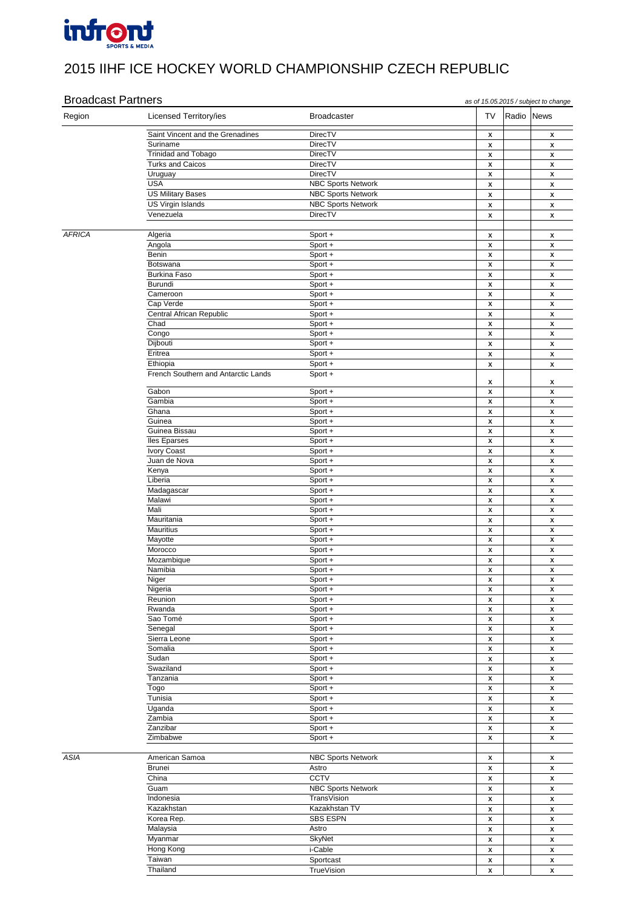# 2015 IIHF ICE HOCKEY WORLD CHAMPIONSHIP CZECH REPUBLIC

## Broadcast Partners

*as of 15.05.2015 / subject to change*

| Region | Licensed Territory/ies | Broadcaster | TV | Radio | News |
|---|---|---|---|---|---|
| | Saint Vincent and the Grenadines | DirecTV | x | | x |
| | Suriname | DirecTV | x | | x |
| | Trinidad and Tobago | DirecTV | x | | x |
| | Turks and Caicos | DirecTV | x | | x |
| | Uruguay | DirecTV | x | | x |
| | USA | NBC Sports Network | x | | x |
| | US Military Bases | NBC Sports Network | x | | x |
| | US Virgin Islands | NBC Sports Network | x | | x |
| | Venezuela | DirecTV | x | | x |
| *AFRICA* | Algeria | Sport + | x | | x |
| | Angola | Sport + | x | | x |
| | Benin | Sport + | x | | x |
| | Botswana | Sport + | x | | x |
| | Burkina Faso | Sport + | x | | x |
| | Burundi | Sport + | x | | x |
| | Cameroon | Sport + | x | | x |
| | Cap Verde | Sport + | x | | x |
| | Central African Republic | Sport + | x | | x |
| | Chad | Sport + | x | | x |
| | Congo | Sport + | x | | x |
| | Dijbouti | Sport + | x | | x |
| | Eritrea | Sport + | x | | x |
| | Ethiopia | Sport + | x | | x |
| | French Southern and Antarctic Lands | Sport + | x | | x |
| | Gabon | Sport + | x | | x |
| | Gambia | Sport + | x | | x |
| | Ghana | Sport + | x | | x |
| | Guinea | Sport + | x | | x |
| | Guinea Bissau | Sport + | x | | x |
| | Iles Eparses | Sport + | x | | x |
| | Ivory Coast | Sport + | x | | x |
| | Juan de Nova | Sport + | x | | x |
| | Kenya | Sport + | x | | x |
| | Liberia | Sport + | x | | x |
| | Madagascar | Sport + | x | | x |
| | Malawi | Sport + | x | | x |
| | Mali | Sport + | x | | x |
| | Mauritania | Sport + | x | | x |
| | Mauritius | Sport + | x | | x |
| | Mayotte | Sport + | x | | x |
| | Morocco | Sport + | x | | x |
| | Mozambique | Sport + | x | | x |
| | Namibia | Sport + | x | | x |
| | Niger | Sport + | x | | x |
| | Nigeria | Sport + | x | | x |
| | Reunion | Sport + | x | | x |
| | Rwanda | Sport + | x | | x |
| | Sao Tomé | Sport + | x | | x |
| | Senegal | Sport + | x | | x |
| | Sierra Leone | Sport + | x | | x |
| | Somalia | Sport + | x | | x |
| | Sudan | Sport + | x | | x |
| | Swaziland | Sport + | x | | x |
| | Tanzania | Sport + | x | | x |
| | Togo | Sport + | x | | x |
| | Tunisia | Sport + | x | | x |
| | Uganda | Sport + | x | | x |
| | Zambia | Sport + | x | | x |
| | Zanzibar | Sport + | x | | x |
| | Zimbabwe | Sport + | x | | x |
| *ASIA* | American Samoa | NBC Sports Network | x | | x |
| | Brunei | Astro | x | | x |
| | China | CCTV | x | | x |
| | Guam | NBC Sports Network | x | | x |
| | Indonesia | TransVision | x | | x |
| | Kazakhstan | Kazakhstan TV | x | | x |
| | Korea Rep. | SBS ESPN | x | | x |
| | Malaysia | Astro | x | | x |
| | Myanmar | SkyNet | x | | x |
| | Hong Kong | i-Cable | x | | x |
| | Taiwan | Sportcast | x | | x |
| | Thailand | TrueVision | x | | x |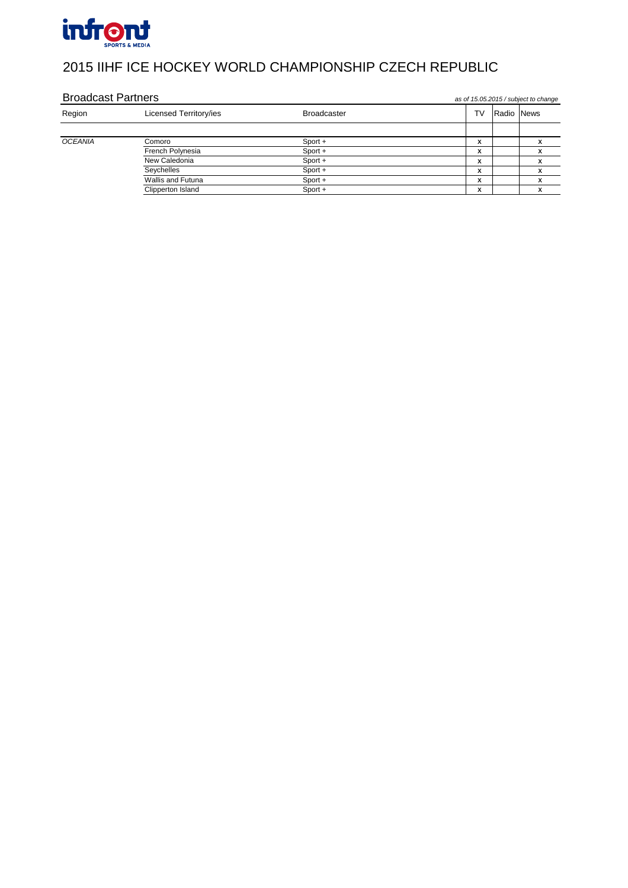# 2015 IIHF ICE HOCKEY WORLD CHAMPIONSHIP CZECH REPUBLIC

## Broadcast Partners

*as of 15.05.2015 / subject to change*

| Region | Licensed Territory/ies | Broadcaster | TV | Radio | News |
|---|---|---|---|---|---|
| *OCEANIA* | Comoro | Sport + | x | | x |
| | French Polynesia | Sport + | x | | x |
| | New Caledonia | Sport + | x | | x |
| | Seychelles | Sport + | x | | x |
| | Wallis and Futuna | Sport + | x | | x |
| | Clipperton Island | Sport + | x | | x |